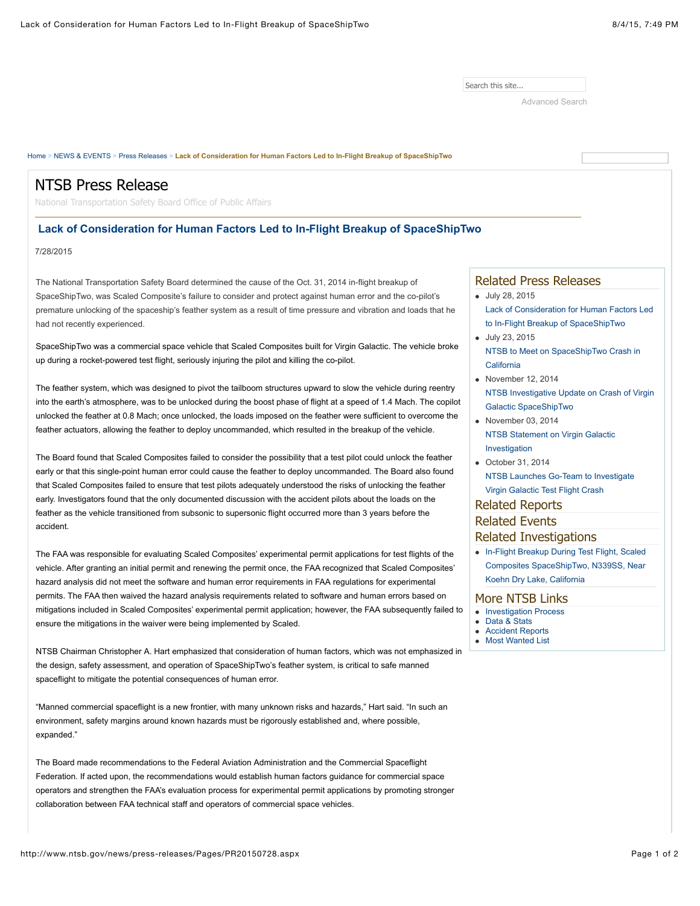Search this site...

Advanced Search

Home > NEWS & EVENTS > Press Releases > **Lack of Consideration for Human Factors Led to In-Flight Breakup of SpaceShipTwo**

# NTSB Press Release

National Transportation Safety Board Office of Public Affairs

## Lack of Consideration for Human Factors Led to In-Flight Breakup of SpaceShipTwo

7/28/2015

The National Transportation Safety Board determined the cause of the Oct. 31, 2014 in-flight breakup of SpaceShipTwo, was Scaled Composite's failure to consider and protect against human error and the co-pilot's premature unlocking of the spaceship's feather system as a result of time pressure and vibration and loads that he had not recently experienced.

SpaceShipTwo was a commercial space vehicle that Scaled Composites built for Virgin Galactic. The vehicle broke up during a rocket-powered test flight, seriously injuring the pilot and killing the co-pilot.

The feather system, which was designed to pivot the tailboom structures upward to slow the vehicle during reentry into the earth's atmosphere, was to be unlocked during the boost phase of flight at a speed of 1.4 Mach. The copilot unlocked the feather at 0.8 Mach; once unlocked, the loads imposed on the feather were sufficient to overcome the feather actuators, allowing the feather to deploy uncommanded, which resulted in the breakup of the vehicle.

The Board found that Scaled Composites failed to consider the possibility that a test pilot could unlock the feather early or that this single-point human error could cause the feather to deploy uncommanded. The Board also found that Scaled Composites failed to ensure that test pilots adequately understood the risks of unlocking the feather early. Investigators found that the only documented discussion with the accident pilots about the loads on the feather as the vehicle transitioned from subsonic to supersonic flight occurred more than 3 years before the accident.

The FAA was responsible for evaluating Scaled Composites' experimental permit applications for test flights of the vehicle. After granting an initial permit and renewing the permit once, the FAA recognized that Scaled Composites' hazard analysis did not meet the software and human error requirements in FAA regulations for experimental permits. The FAA then waived the hazard analysis requirements related to software and human errors based on mitigations included in Scaled Composites' experimental permit application; however, the FAA subsequently failed to ensure the mitigations in the waiver were being implemented by Scaled.

NTSB Chairman Christopher A. Hart emphasized that consideration of human factors, which was not emphasized in the design, safety assessment, and operation of SpaceShipTwo's feather system, is critical to safe manned spaceflight to mitigate the potential consequences of human error.

"Manned commercial spaceflight is a new frontier, with many unknown risks and hazards," Hart said. "In such an environment, safety margins around known hazards must be rigorously established and, where possible, expanded."

The Board made recommendations to the Federal Aviation Administration and the Commercial Spaceflight Federation. If acted upon, the recommendations would establish human factors guidance for commercial space operators and strengthen the FAA's evaluation process for experimental permit applications by promoting stronger collaboration between FAA technical staff and operators of commercial space vehicles.

### Related Press Releases

- July 28, 2015
  Lack of Consideration for Human Factors Led to In-Flight Breakup of SpaceShipTwo
- July 23, 2015
  NTSB to Meet on SpaceShipTwo Crash in California
- November 12, 2014
  NTSB Investigative Update on Crash of Virgin Galactic SpaceShipTwo
- November 03, 2014
  NTSB Statement on Virgin Galactic Investigation
- October 31, 2014
  NTSB Launches Go-Team to Investigate Virgin Galactic Test Flight Crash

### Related Reports

### Related Events

### Related Investigations

- In-Flight Breakup During Test Flight, Scaled Composites SpaceShipTwo, N339SS, Near Koehn Dry Lake, California

### More NTSB Links

- Investigation Process
- Data & Stats
- Accident Reports
- Most Wanted List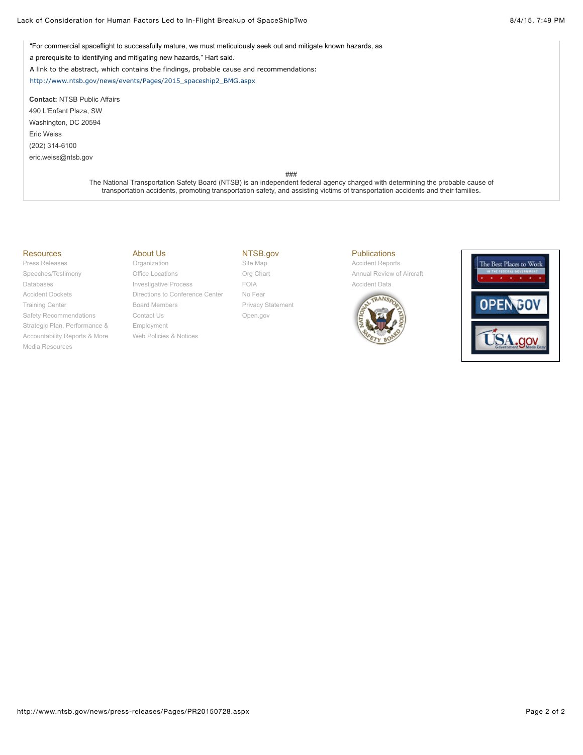"For commercial spaceflight to successfully mature, we must meticulously seek out and mitigate known hazards, as a prerequisite to identifying and mitigating new hazards," Hart said.

A link to the abstract, which contains the findings, probable cause and recommendations:
http://www.ntsb.gov/news/events/Pages/2015_spaceship2_BMG.aspx

**Contact:** NTSB Public Affairs
490 L'Enfant Plaza, SW
Washington, DC 20594
Eric Weiss
(202) 314-6100
eric.weiss@ntsb.gov

###

The National Transportation Safety Board (NTSB) is an independent federal agency charged with determining the probable cause of transportation accidents, promoting transportation safety, and assisting victims of transportation accidents and their families.

**Resources**
- Press Releases
- Speeches/Testimony
- Databases
- Accident Dockets
- Training Center
- Safety Recommendations
- Strategic Plan, Performance & Accountability Reports & More
- Media Resources

**About Us**
- Organization
- Office Locations
- Investigative Process
- Directions to Conference Center
- Board Members
- Contact Us
- Employment
- Web Policies & Notices

**NTSB.gov**
- Site Map
- Org Chart
- FOIA
- No Fear
- Privacy Statement
- Open.gov

**Publications**
- Accident Reports
- Annual Review of Aircraft
- Accident Data